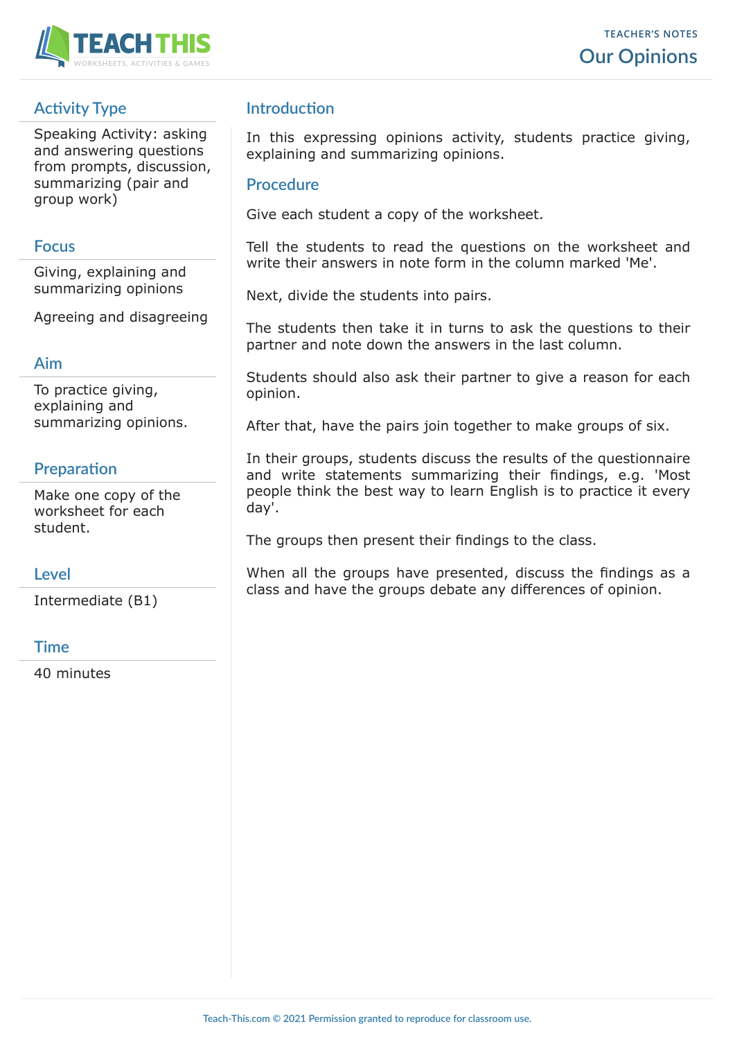TEACHER'S NOTES

# Our Opinions

## Activity Type

Speaking Activity: asking and answering questions from prompts, discussion, summarizing (pair and group work)

## Focus

Giving, explaining and summarizing opinions

Agreeing and disagreeing

## Aim

To practice giving, explaining and summarizing opinions.

## Preparation

Make one copy of the worksheet for each student.

## Level

Intermediate (B1)

## Time

40 minutes

## Introduction

In this expressing opinions activity, students practice giving, explaining and summarizing opinions.

## Procedure

Give each student a copy of the worksheet.

Tell the students to read the questions on the worksheet and write their answers in note form in the column marked 'Me'.

Next, divide the students into pairs.

The students then take it in turns to ask the questions to their partner and note down the answers in the last column.

Students should also ask their partner to give a reason for each opinion.

After that, have the pairs join together to make groups of six.

In their groups, students discuss the results of the questionnaire and write statements summarizing their findings, e.g. 'Most people think the best way to learn English is to practice it every day'.

The groups then present their findings to the class.

When all the groups have presented, discuss the findings as a class and have the groups debate any differences of opinion.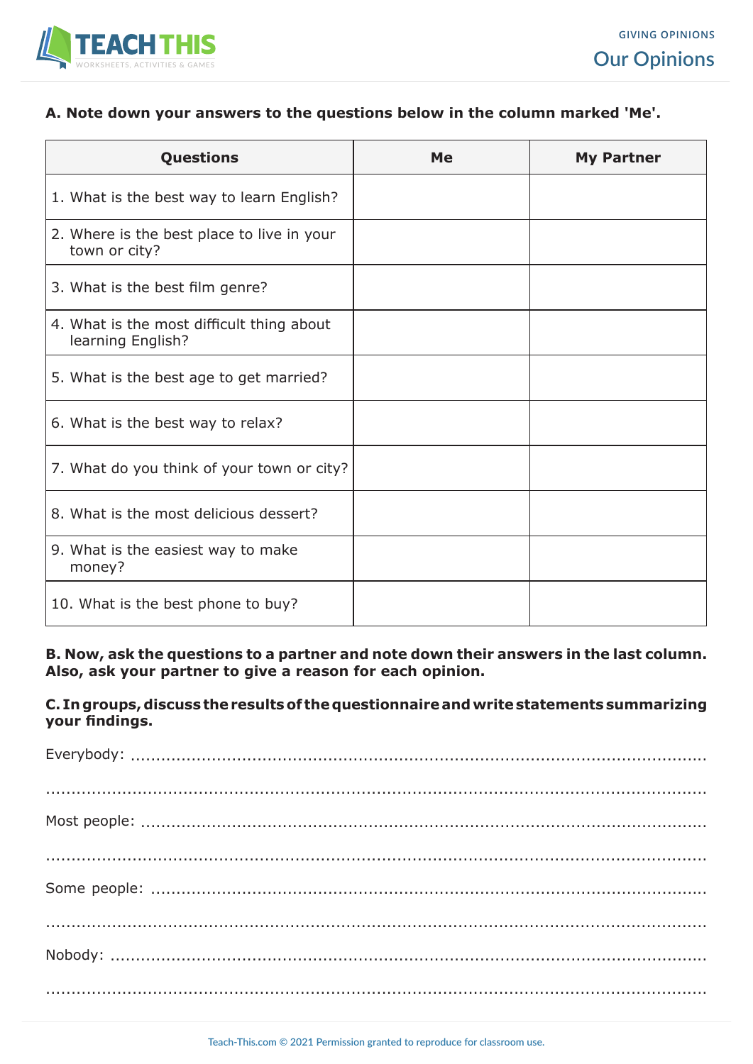## GIVING OPINIONS

# Our Opinions

**A. Note down your answers to the questions below in the column marked 'Me'.**

| Questions | Me | My Partner |
|---|---|---|
| 1. What is the best way to learn English? | | |
| 2. Where is the best place to live in your town or city? | | |
| 3. What is the best film genre? | | |
| 4. What is the most difficult thing about learning English? | | |
| 5. What is the best age to get married? | | |
| 6. What is the best way to relax? | | |
| 7. What do you think of your town or city? | | |
| 8. What is the most delicious dessert? | | |
| 9. What is the easiest way to make money? | | |
| 10. What is the best phone to buy? | | |

**B. Now, ask the questions to a partner and note down their answers in the last column. Also, ask your partner to give a reason for each opinion.**

**C. In groups, discuss the results of the questionnaire and write statements summarizing your findings.**

Everybody: ..............................................................................................................

..............................................................................................................................

Most people: ..........................................................................................................

..............................................................................................................................

Some people: .........................................................................................................

..............................................................................................................................

Nobody: ..................................................................................................................

..............................................................................................................................